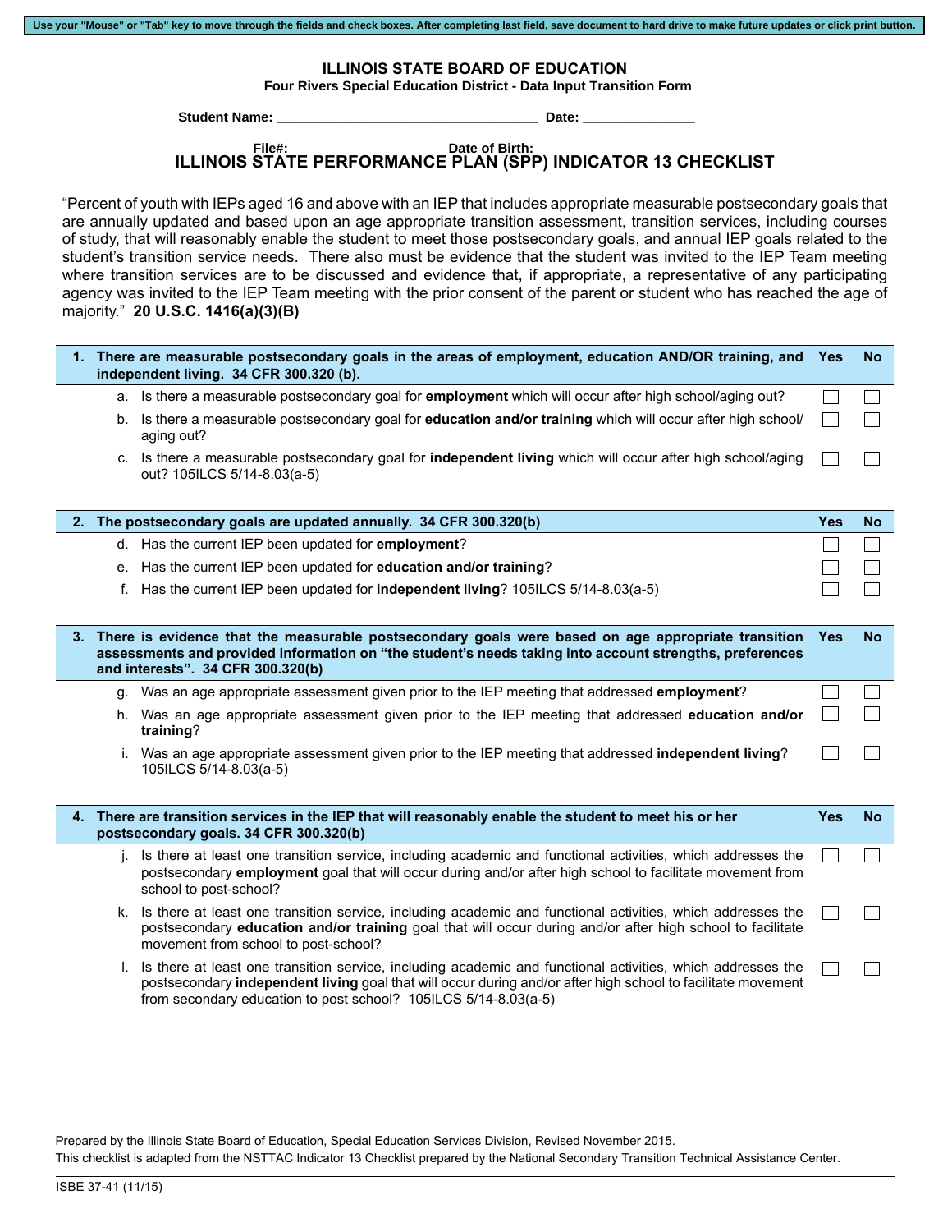Use your "Mouse" or "Tab" key to move through the fields and check boxes. After completing last field, save document to hard drive to make future updates or click print button.

# ILLINOIS STATE BOARD OF EDUCATION

**Four Rivers Special Education District - Data Input Transition Form**

**Student Name:** ___________________________________ **Date:** _______________

**File#:** ____________________ **Date of Birth:** ________________

## ILLINOIS STATE PERFORMANCE PLAN (SPP) INDICATOR 13 CHECKLIST

"Percent of youth with IEPs aged 16 and above with an IEP that includes appropriate measurable postsecondary goals that are annually updated and based upon an age appropriate transition assessment, transition services, including courses of study, that will reasonably enable the student to meet those postsecondary goals, and annual IEP goals related to the student's transition service needs. There also must be evidence that the student was invited to the IEP Team meeting where transition services are to be discussed and evidence that, if appropriate, a representative of any participating agency was invited to the IEP Team meeting with the prior consent of the parent or student who has reached the age of majority." **20 U.S.C. 1416(a)(3)(B)**

| **1. There are measurable postsecondary goals in the areas of employment, education AND/OR training, and independent living. 34 CFR 300.320 (b).** | **Yes** | **No** |
|---|---|---|
| a. Is there a measurable postsecondary goal for **employment** which will occur after high school/aging out? | ☐ | ☐ |
| b. Is there a measurable postsecondary goal for **education and/or training** which will occur after high school/ aging out? | ☐ | ☐ |
| c. Is there a measurable postsecondary goal for **independent living** which will occur after high school/aging out? 105ILCS 5/14-8.03(a-5) | ☐ | ☐ |

| **2. The postsecondary goals are updated annually. 34 CFR 300.320(b)** | **Yes** | **No** |
|---|---|---|
| d. Has the current IEP been updated for **employment**? | ☐ | ☐ |
| e. Has the current IEP been updated for **education and/or training**? | ☐ | ☐ |
| f. Has the current IEP been updated for **independent living**? 105ILCS 5/14-8.03(a-5) | ☐ | ☐ |

| **3. There is evidence that the measurable postsecondary goals were based on age appropriate transition assessments and provided information on "the student's needs taking into account strengths, preferences and interests". 34 CFR 300.320(b)** | **Yes** | **No** |
|---|---|---|
| g. Was an age appropriate assessment given prior to the IEP meeting that addressed **employment**? | ☐ | ☐ |
| h. Was an age appropriate assessment given prior to the IEP meeting that addressed **education and/or training**? | ☐ | ☐ |
| i. Was an age appropriate assessment given prior to the IEP meeting that addressed **independent living**? 105ILCS 5/14-8.03(a-5) | ☐ | ☐ |

| **4. There are transition services in the IEP that will reasonably enable the student to meet his or her postsecondary goals. 34 CFR 300.320(b)** | **Yes** | **No** |
|---|---|---|
| j. Is there at least one transition service, including academic and functional activities, which addresses the postsecondary **employment** goal that will occur during and/or after high school to facilitate movement from school to post-school? | ☐ | ☐ |
| k. Is there at least one transition service, including academic and functional activities, which addresses the postsecondary **education and/or training** goal that will occur during and/or after high school to facilitate movement from school to post-school? | ☐ | ☐ |
| l. Is there at least one transition service, including academic and functional activities, which addresses the postsecondary **independent living** goal that will occur during and/or after high school to facilitate movement from secondary education to post school? 105ILCS 5/14-8.03(a-5) | ☐ | ☐ |

Prepared by the Illinois State Board of Education, Special Education Services Division, Revised November 2015.
This checklist is adapted from the NSTTAC Indicator 13 Checklist prepared by the National Secondary Transition Technical Assistance Center.

ISBE 37-41 (11/15)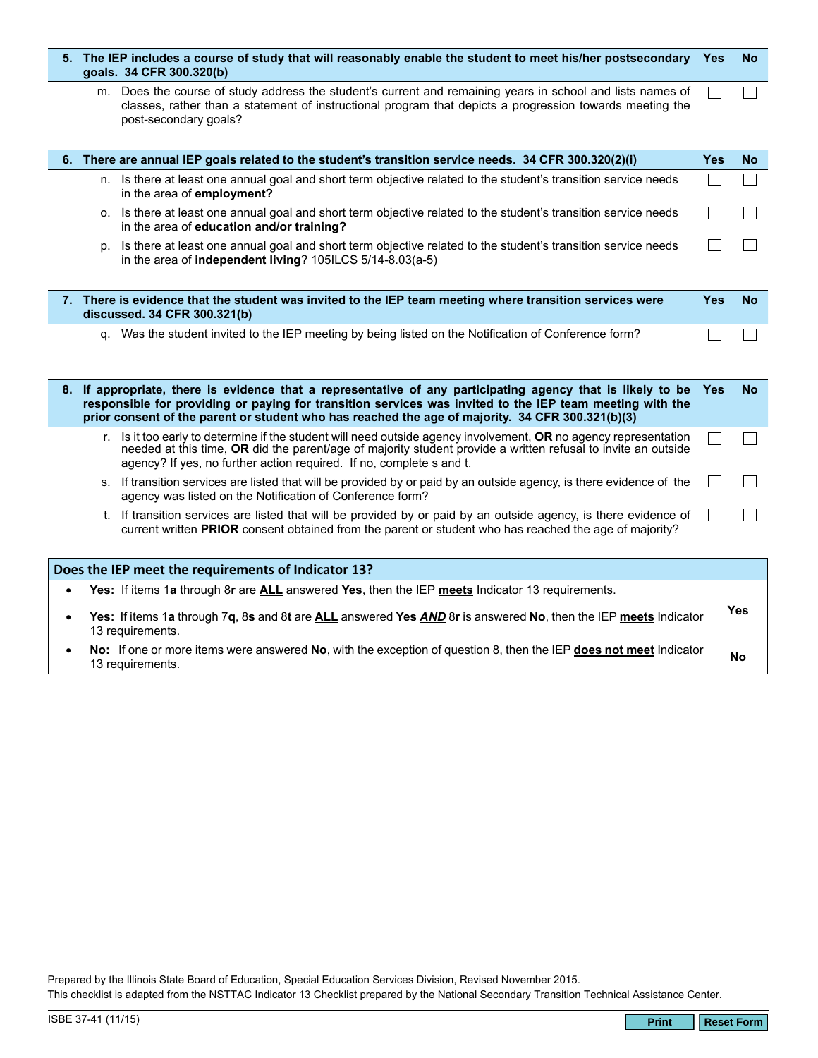| 5. The IEP includes a course of study that will reasonably enable the student to meet his/her postsecondary goals. 34 CFR 300.320(b) | Yes | No |
|---|---|---|
| m. Does the course of study address the student's current and remaining years in school and lists names of classes, rather than a statement of instructional program that depicts a progression towards meeting the post-secondary goals? | ☐ | ☐ |

| 6. There are annual IEP goals related to the student's transition service needs. 34 CFR 300.320(2)(i) | Yes | No |
|---|---|---|
| n. Is there at least one annual goal and short term objective related to the student's transition service needs in the area of **employment?** | ☐ | ☐ |
| o. Is there at least one annual goal and short term objective related to the student's transition service needs in the area of **education and/or training?** | ☐ | ☐ |
| p. Is there at least one annual goal and short term objective related to the student's transition service needs in the area of **independent living**? 105ILCS 5/14-8.03(a-5) | ☐ | ☐ |

| 7. There is evidence that the student was invited to the IEP team meeting where transition services were discussed. 34 CFR 300.321(b) | Yes | No |
|---|---|---|
| q. Was the student invited to the IEP meeting by being listed on the Notification of Conference form? | ☐ | ☐ |

| 8. If appropriate, there is evidence that a representative of any participating agency that is likely to be responsible for providing or paying for transition services was invited to the IEP team meeting with the prior consent of the parent or student who has reached the age of majority. 34 CFR 300.321(b)(3) | Yes | No |
|---|---|---|
| r. Is it too early to determine if the student will need outside agency involvement, **OR** no agency representation needed at this time, **OR** did the parent/age of majority student provide a written refusal to invite an outside agency? If yes, no further action required. If no, complete s and t. | ☐ | ☐ |
| s. If transition services are listed that will be provided by or paid by an outside agency, is there evidence of the agency was listed on the Notification of Conference form? | ☐ | ☐ |
| t. If transition services are listed that will be provided by or paid by an outside agency, is there evidence of current written **PRIOR** consent obtained from the parent or student who has reached the age of majority? | ☐ | ☐ |

| Does the IEP meet the requirements of Indicator 13? | |
|---|---|
| • **Yes:** If items 1**a** through 8**r** are **ALL** answered **Yes**, then the IEP **meets** Indicator 13 requirements.<br>• **Yes:** If items 1**a** through 7**q**, 8**s** and 8**t** are **ALL** answered **Yes** ***AND*** 8**r** is answered **No**, then the IEP **meets** Indicator 13 requirements. | **Yes** |
| • **No:** If one or more items were answered **No**, with the exception of question 8, then the IEP **does not meet** Indicator 13 requirements. | **No** |

Prepared by the Illinois State Board of Education, Special Education Services Division, Revised November 2015.
This checklist is adapted from the NSTTAC Indicator 13 Checklist prepared by the National Secondary Transition Technical Assistance Center.

ISBE 37-41 (11/15)